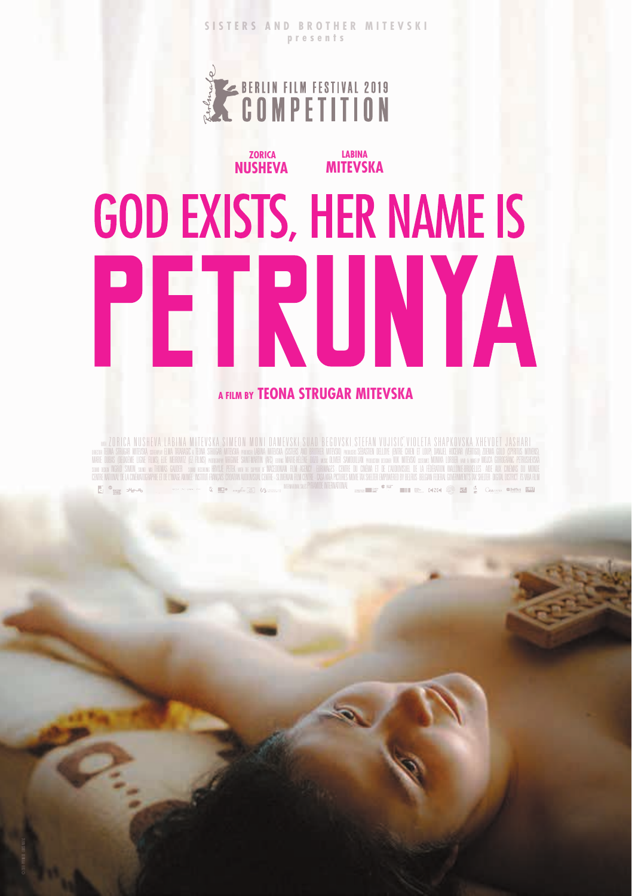SISTERS AND BROTHER MITEVSKI
presents

BERLIN FILM FESTIVAL 2019
COMPETITION

ZORICA **NUSHEVA**  LABINA **MITEVSKA**

# GOD EXISTS, HER NAME IS PETRUNYA

A FILM BY **TEONA STRUGAR MITEVSKA**

WITH ZORICA NUSHEVA LABINA MITEVSKA SIMEON MONI DAMEVSKI SUAD BEGOVSKI STEFAN VUJISIĆ VIOLETA SHAPKOVSKA XHEVDET JASHARI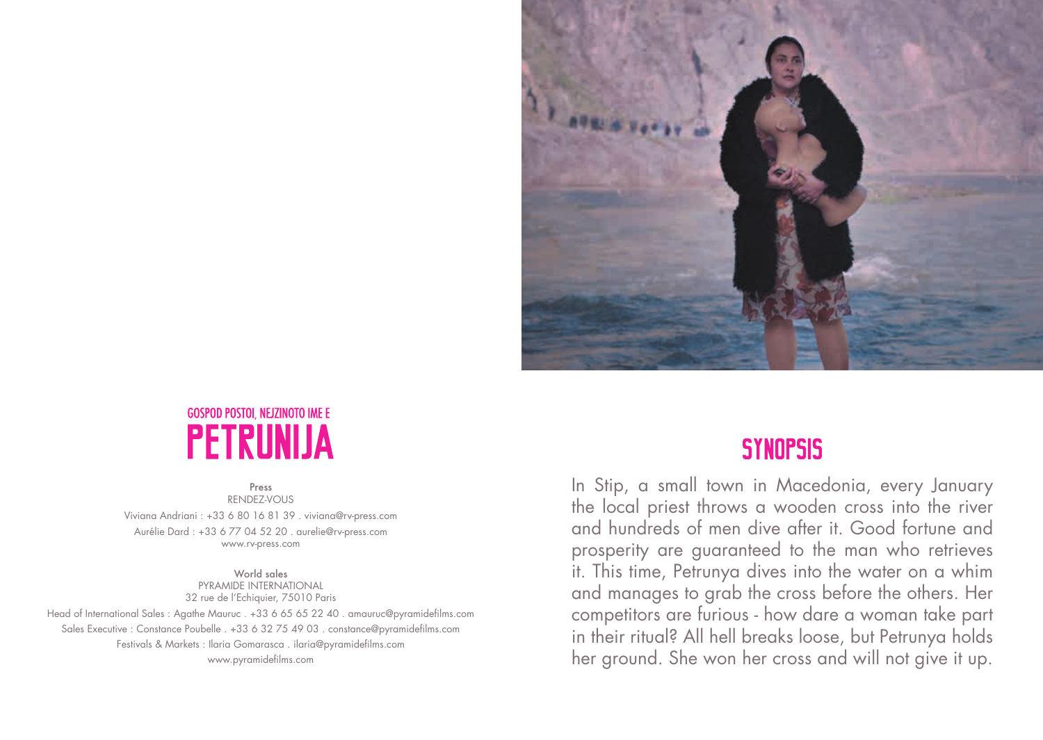## GOSPOD POSTOI, NEJZINOTO IME E
# PETRUNIJA

**Press**
RENDEZ-VOUS
Viviana Andriani : +33 6 80 16 81 39 . viviana@rv-press.com
Aurélie Dard : +33 6 77 04 52 20 . aurelie@rv-press.com
www.rv-press.com

**World sales**
PYRAMIDE INTERNATIONAL
32 rue de l'Echiquier, 75010 Paris
Head of International Sales : Agathe Mauruc . +33 6 65 65 22 40 . amauruc@pyramidefilms.com
Sales Executive : Constance Poubelle . +33 6 32 75 49 03 . constance@pyramidefilms.com
Festivals & Markets : Ilaria Gomarasca . ilaria@pyramidefilms.com
www.pyramidefilms.com

## SYNOPSIS

In Stip, a small town in Macedonia, every January the local priest throws a wooden cross into the river and hundreds of men dive after it. Good fortune and prosperity are guaranteed to the man who retrieves it. This time, Petrunya dives into the water on a whim and manages to grab the cross before the others. Her competitors are furious - how dare a woman take part in their ritual? All hell breaks loose, but Petrunya holds her ground. She won her cross and will not give it up.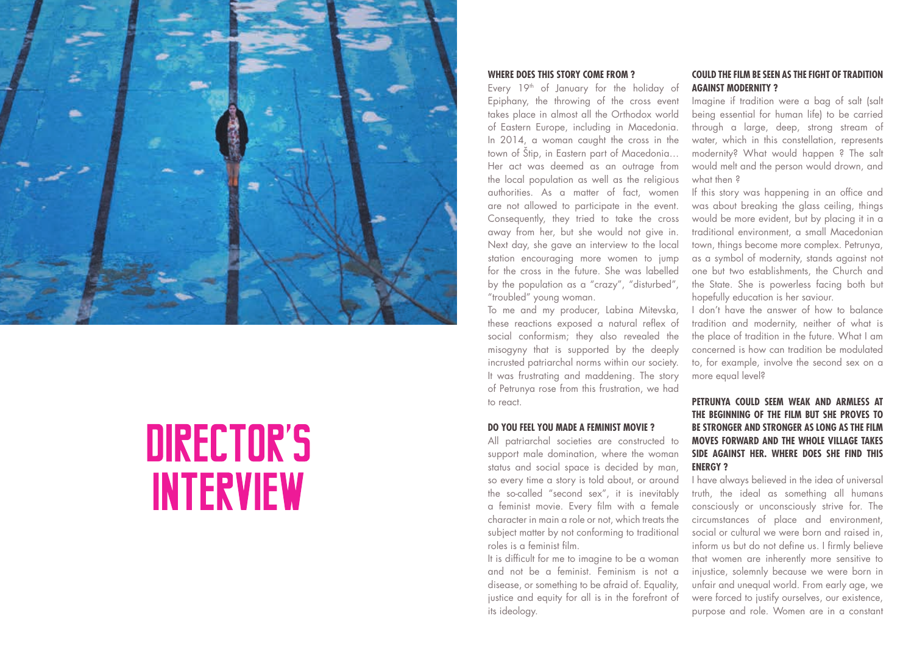# DIRECTOR'S INTERVIEW

### WHERE DOES THIS STORY COME FROM ?

Every 19th of January for the holiday of Epiphany, the throwing of the cross event takes place in almost all the Orthodox world of Eastern Europe, including in Macedonia. In 2014, a woman caught the cross in the town of Štip, in Eastern part of Macedonia… Her act was deemed as an outrage from the local population as well as the religious authorities. As a matter of fact, women are not allowed to participate in the event. Consequently, they tried to take the cross away from her, but she would not give in. Next day, she gave an interview to the local station encouraging more women to jump for the cross in the future. She was labelled by the population as a "crazy", "disturbed", "troubled" young woman.

To me and my producer, Labina Mitevska, these reactions exposed a natural reflex of social conformism; they also revealed the misogyny that is supported by the deeply incrusted patriarchal norms within our society. It was frustrating and maddening. The story of Petrunya rose from this frustration, we had to react.

### DO YOU FEEL YOU MADE A FEMINIST MOVIE ?

All patriarchal societies are constructed to support male domination, where the woman status and social space is decided by man, so every time a story is told about, or around the so-called "second sex", it is inevitably a feminist movie. Every film with a female character in main a role or not, which treats the subject matter by not conforming to traditional roles is a feminist film.

It is difficult for me to imagine to be a woman and not be a feminist. Feminism is not a disease, or something to be afraid of. Equality, justice and equity for all is in the forefront of its ideology.

### COULD THE FILM BE SEEN AS THE FIGHT OF TRADITION AGAINST MODERNITY ?

Imagine if tradition were a bag of salt (salt being essential for human life) to be carried through a large, deep, strong stream of water, which in this constellation, represents modernity? What would happen ? The salt would melt and the person would drown, and what then ?

If this story was happening in an office and was about breaking the glass ceiling, things would be more evident, but by placing it in a traditional environment, a small Macedonian town, things become more complex. Petrunya, as a symbol of modernity, stands against not one but two establishments, the Church and the State. She is powerless facing both but hopefully education is her saviour.

I don't have the answer of how to balance tradition and modernity, neither of what is the place of tradition in the future. What I am concerned is how can tradition be modulated to, for example, involve the second sex on a more equal level?

### PETRUNYA COULD SEEM WEAK AND ARMLESS AT THE BEGINNING OF THE FILM BUT SHE PROVES TO BE STRONGER AND STRONGER AS LONG AS THE FILM MOVES FORWARD AND THE WHOLE VILLAGE TAKES SIDE AGAINST HER. WHERE DOES SHE FIND THIS ENERGY ?

I have always believed in the idea of universal truth, the ideal as something all humans consciously or unconsciously strive for. The circumstances of place and environment, social or cultural we were born and raised in, inform us but do not define us. I firmly believe that women are inherently more sensitive to injustice, solemnly because we were born in unfair and unequal world. From early age, we were forced to justify ourselves, our existence, purpose and role. Women are in a constant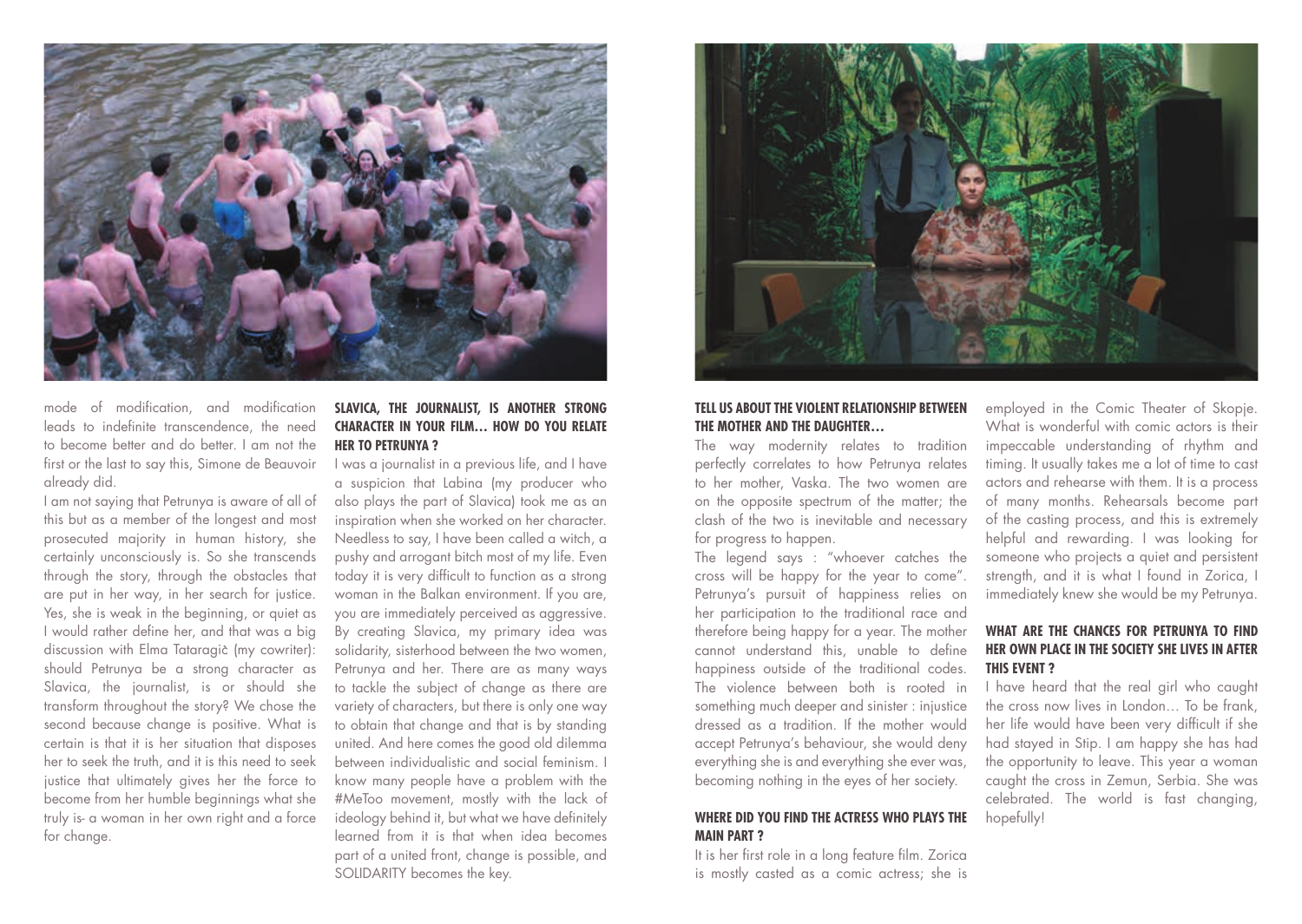mode of modification, and modification leads to indefinite transcendence, the need to become better and do better. I am not the first or the last to say this, Simone de Beauvoir already did.

I am not saying that Petrunya is aware of all of this but as a member of the longest and most prosecuted majority in human history, she certainly unconsciously is. So she transcends through the story, through the obstacles that are put in her way, in her search for justice. Yes, she is weak in the beginning, or quiet as I would rather define her, and that was a big discussion with Elma Tataragič (my cowriter): should Petrunya be a strong character as Slavica, the journalist, is or should she transform throughout the story? We chose the second because change is positive. What is certain is that it is her situation that disposes her to seek the truth, and it is this need to seek justice that ultimately gives her the force to become from her humble beginnings what she truly is- a woman in her own right and a force for change.

**SLAVICA, THE JOURNALIST, IS ANOTHER STRONG CHARACTER IN YOUR FILM… HOW DO YOU RELATE HER TO PETRUNYA ?**

I was a journalist in a previous life, and I have a suspicion that Labina (my producer who also plays the part of Slavica) took me as an inspiration when she worked on her character. Needless to say, I have been called a witch, a pushy and arrogant bitch most of my life. Even today it is very difficult to function as a strong woman in the Balkan environment. If you are, you are immediately perceived as aggressive. By creating Slavica, my primary idea was solidarity, sisterhood between the two women, Petrunya and her. There are as many ways to tackle the subject of change as there are variety of characters, but there is only one way to obtain that change and that is by standing united. And here comes the good old dilemma between individualistic and social feminism. I know many people have a problem with the #MeToo movement, mostly with the lack of ideology behind it, but what we have definitely learned from it is that when idea becomes part of a united front, change is possible, and SOLIDARITY becomes the key.

**TELL US ABOUT THE VIOLENT RELATIONSHIP BETWEEN THE MOTHER AND THE DAUGHTER…**

The way modernity relates to tradition perfectly correlates to how Petrunya relates to her mother, Vaska. The two women are on the opposite spectrum of the matter; the clash of the two is inevitable and necessary for progress to happen.

The legend says : "whoever catches the cross will be happy for the year to come". Petrunya's pursuit of happiness relies on her participation to the traditional race and therefore being happy for a year. The mother cannot understand this, unable to define happiness outside of the traditional codes. The violence between both is rooted in something much deeper and sinister : injustice dressed as a tradition. If the mother would accept Petrunya's behaviour, she would deny everything she is and everything she ever was, becoming nothing in the eyes of her society.

**WHERE DID YOU FIND THE ACTRESS WHO PLAYS THE MAIN PART ?**

It is her first role in a long feature film. Zorica is mostly casted as a comic actress; she is employed in the Comic Theater of Skopje. What is wonderful with comic actors is their impeccable understanding of rhythm and timing. It usually takes me a lot of time to cast actors and rehearse with them. It is a process of many months. Rehearsals become part of the casting process, and this is extremely helpful and rewarding. I was looking for someone who projects a quiet and persistent strength, and it is what I found in Zorica, I immediately knew she would be my Petrunya.

**WHAT ARE THE CHANCES FOR PETRUNYA TO FIND HER OWN PLACE IN THE SOCIETY SHE LIVES IN AFTER THIS EVENT ?**

I have heard that the real girl who caught the cross now lives in London… To be frank, her life would have been very difficult if she had stayed in Stip. I am happy she has had the opportunity to leave. This year a woman caught the cross in Zemun, Serbia. She was celebrated. The world is fast changing, hopefully!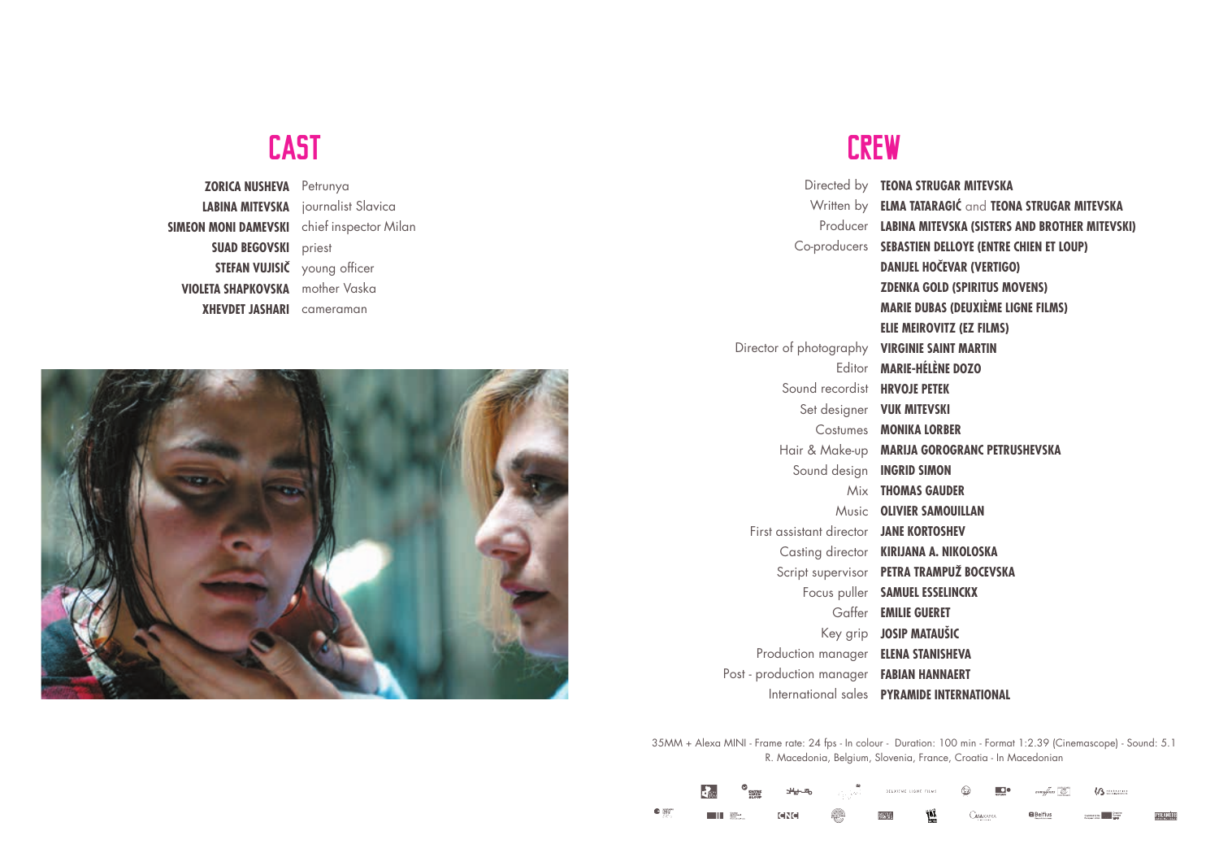# CAST

| | |
|---|---|
| **ZORICA NUSHEVA** | Petrunya |
| **LABINA MITEVSKA** | journalist Slavica |
| **SIMEON MONI DAMEVSKI** | chief inspector Milan |
| **SUAD BEGOVSKI** | priest |
| **STEFAN VUJISIĆ** | young officer |
| **VIOLETA SHAPKOVSKA** | mother Vaska |
| **XHEVDET JASHARI** | cameraman |

# CREW

| | |
|---|---|
| Directed by | **TEONA STRUGAR MITEVSKA** |
| Written by | **ELMA TATARAGIĆ** and **TEONA STRUGAR MITEVSKA** |
| Producer | **LABINA MITEVSKA (SISTERS AND BROTHER MITEVSKI)** |
| Co-producers | **SEBASTIEN DELLOYE (ENTRE CHIEN ET LOUP)** |
| | **DANIJEL HOČEVAR (VERTIGO)** |
| | **ZDENKA GOLD (SPIRITUS MOVENS)** |
| | **MARIE DUBAS (DEUXIÈME LIGNE FILMS)** |
| | **ELIE MEIROVITZ (EZ FILMS)** |
| Director of photography | **VIRGINIE SAINT MARTIN** |
| Editor | **MARIE-HÉLÈNE DOZO** |
| Sound recordist | **HRVOJE PETEK** |
| Set designer | **VUK MITEVSKI** |
| Costumes | **MONIKA LORBER** |
| Hair & Make-up | **MARIJA GOROGRANC PETRUSHEVSKA** |
| Sound design | **INGRID SIMON** |
| Mix | **THOMAS GAUDER** |
| Music | **OLIVIER SAMOUILLAN** |
| First assistant director | **JANE KORTOSHEV** |
| Casting director | **KIRIJANA A. NIKOLOSKA** |
| Script supervisor | **PETRA TRAMPUŽ BOCEVSKA** |
| Focus puller | **SAMUEL ESSELINCKX** |
| Gaffer | **EMILIE GUERET** |
| Key grip | **JOSIP MATAUŠIC** |
| Production manager | **ELENA STANISHEVA** |
| Post - production manager | **FABIAN HANNAERT** |
| International sales | **PYRAMIDE INTERNATIONAL** |

35MM + Alexa MINI - Frame rate: 24 fps - In colour - Duration: 100 min - Format 1:2.39 (Cinemascope) - Sound: 5.1
R. Macedonia, Belgium, Slovenia, France, Croatia - In Macedonian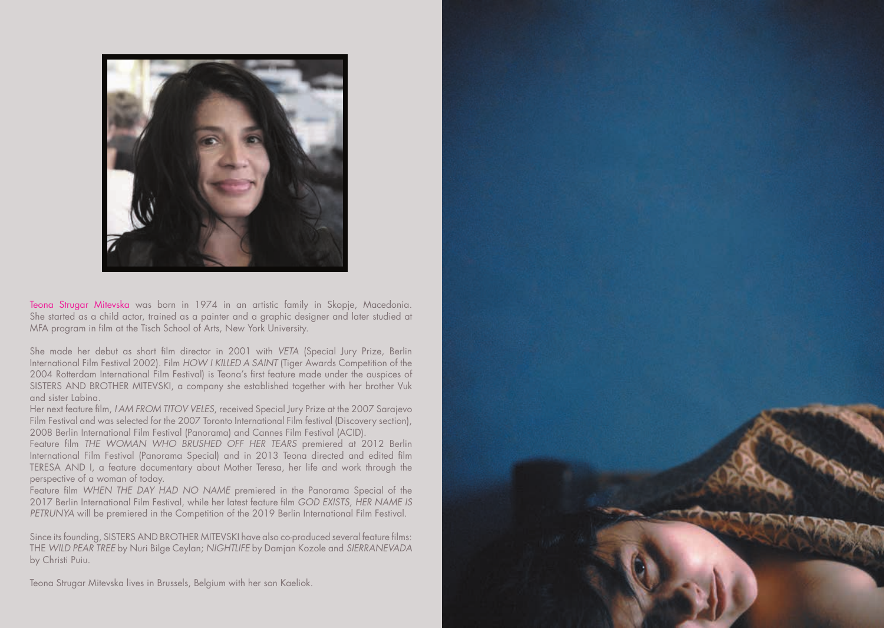Teona Strugar Mitevska was born in 1974 in an artistic family in Skopje, Macedonia. She started as a child actor, trained as a painter and a graphic designer and later studied at MFA program in film at the Tisch School of Arts, New York University.

She made her debut as short film director in 2001 with *VETA* (Special Jury Prize, Berlin International Film Festival 2002). Film *HOW I KILLED A SAINT* (Tiger Awards Competition of the 2004 Rotterdam International Film Festival) is Teona's first feature made under the auspices of SISTERS AND BROTHER MITEVSKI, a company she established together with her brother Vuk and sister Labina.

Her next feature film, *I AM FROM TITOV VELES*, received Special Jury Prize at the 2007 Sarajevo Film Festival and was selected for the 2007 Toronto International Film festival (Discovery section), 2008 Berlin International Film Festival (Panorama) and Cannes Film Festival (ACID).

Feature film *THE WOMAN WHO BRUSHED OFF HER TEARS* premiered at 2012 Berlin International Film Festival (Panorama Special) and in 2013 Teona directed and edited film TERESA AND I, a feature documentary about Mother Teresa, her life and work through the perspective of a woman of today.

Feature film *WHEN THE DAY HAD NO NAME* premiered in the Panorama Special of the 2017 Berlin International Film Festival, while her latest feature film *GOD EXISTS, HER NAME IS PETRUNYA* will be premiered in the Competition of the 2019 Berlin International Film Festival.

Since its founding, SISTERS AND BROTHER MITEVSKI have also co-produced several feature films: THE *WILD PEAR TREE* by Nuri Bilge Ceylan; *NIGHTLIFE* by Damjan Kozole and *SIERRANEVADA* by Christi Puiu.

Teona Strugar Mitevska lives in Brussels, Belgium with her son Kaeliok.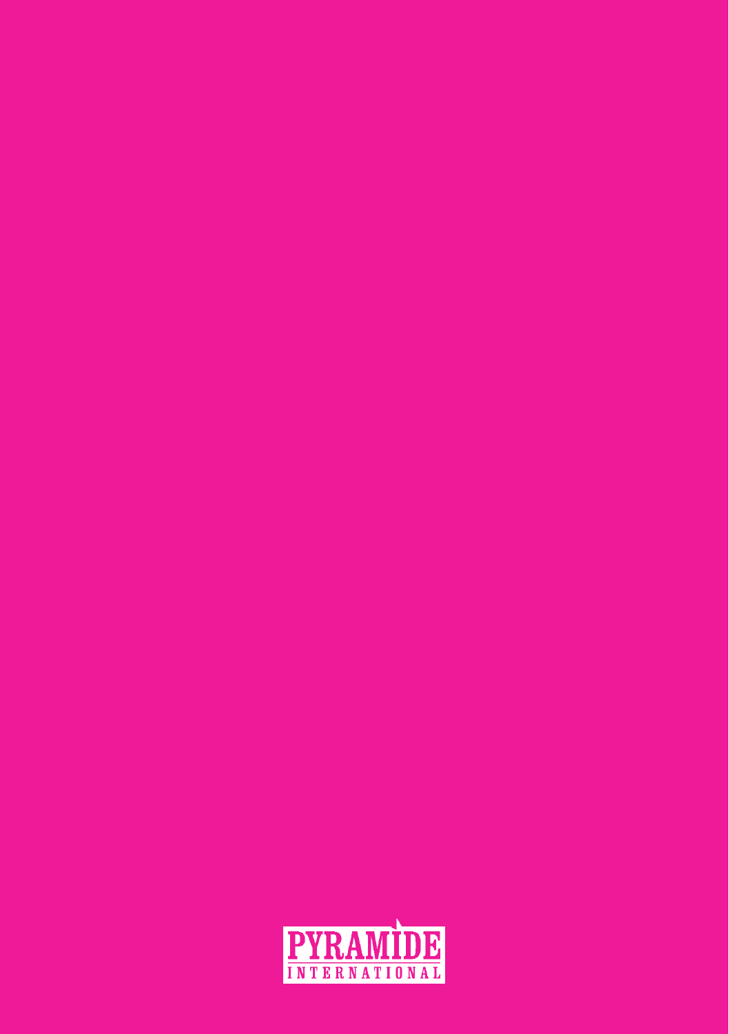PYRAMIDE
INTERNATIONAL